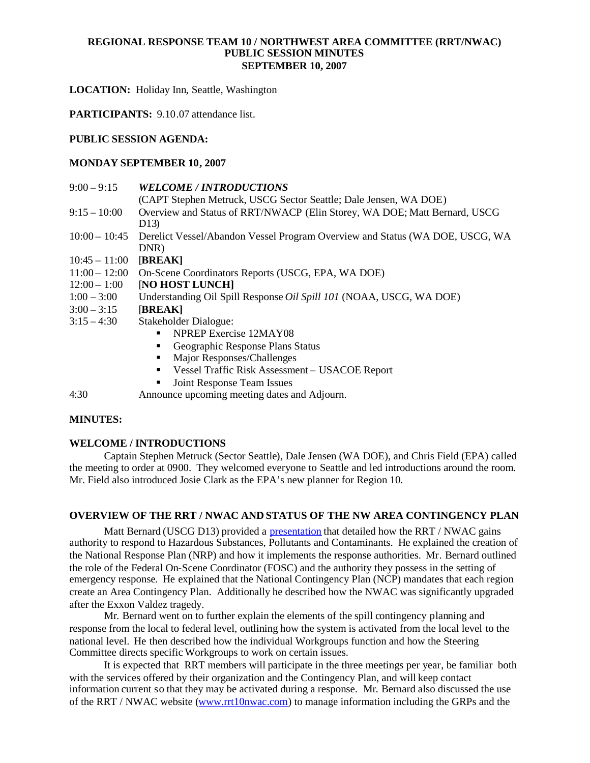**REGIONAL RESPONSE TEAM 10 / NORTHWEST AREA COMMITTEE (RRT/NWAC)**
**PUBLIC SESSION MINUTES**
**SEPTEMBER 10, 2007**

**LOCATION:** Holiday Inn, Seattle, Washington

**PARTICIPANTS:** 9.10.07 attendance list.

**PUBLIC SESSION AGENDA:**

**MONDAY SEPTEMBER 10, 2007**

| | |
|---|---|
| 9:00 – 9:15 | ***WELCOME / INTRODUCTIONS*** (CAPT Stephen Metruck, USCG Sector Seattle; Dale Jensen, WA DOE) |
| 9:15 – 10:00 | Overview and Status of RRT/NWACP (Elin Storey, WA DOE; Matt Bernard, USCG D13) |
| 10:00 – 10:45 | Derelict Vessel/Abandon Vessel Program Overview and Status (WA DOE, USCG, WA DNR) |
| 10:45 – 11:00 | **[BREAK]** |
| 11:00 – 12:00 | On-Scene Coordinators Reports (USCG, EPA, WA DOE) |
| 12:00 – 1:00 | **[NO HOST LUNCH]** |
| 1:00 – 3:00 | Understanding Oil Spill Response *Oil Spill 101* (NOAA, USCG, WA DOE) |
| 3:00 – 3:15 | **[BREAK]** |
| 3:15 – 4:30 | Stakeholder Dialogue: <br>▪ NPREP Exercise 12MAY08 <br>▪ Geographic Response Plans Status <br>▪ Major Responses/Challenges <br>▪ Vessel Traffic Risk Assessment – USACOE Report <br>▪ Joint Response Team Issues |
| 4:30 | Announce upcoming meeting dates and Adjourn. |

**MINUTES:**

**WELCOME / INTRODUCTIONS**

Captain Stephen Metruck (Sector Seattle), Dale Jensen (WA DOE), and Chris Field (EPA) called the meeting to order at 0900. They welcomed everyone to Seattle and led introductions around the room. Mr. Field also introduced Josie Clark as the EPA's new planner for Region 10.

**OVERVIEW OF THE RRT / NWAC AND STATUS OF THE NW AREA CONTINGENCY PLAN**

Matt Bernard (USCG D13) provided a presentation that detailed how the RRT / NWAC gains authority to respond to Hazardous Substances, Pollutants and Contaminants. He explained the creation of the National Response Plan (NRP) and how it implements the response authorities. Mr. Bernard outlined the role of the Federal On-Scene Coordinator (FOSC) and the authority they possess in the setting of emergency response. He explained that the National Contingency Plan (NCP) mandates that each region create an Area Contingency Plan. Additionally he described how the NWAC was significantly upgraded after the Exxon Valdez tragedy.

Mr. Bernard went on to further explain the elements of the spill contingency planning and response from the local to federal level, outlining how the system is activated from the local level to the national level. He then described how the individual Workgroups function and how the Steering Committee directs specific Workgroups to work on certain issues.

It is expected that RRT members will participate in the three meetings per year, be familiar both with the services offered by their organization and the Contingency Plan, and will keep contact information current so that they may be activated during a response. Mr. Bernard also discussed the use of the RRT / NWAC website (www.rrt10nwac.com) to manage information including the GRPs and the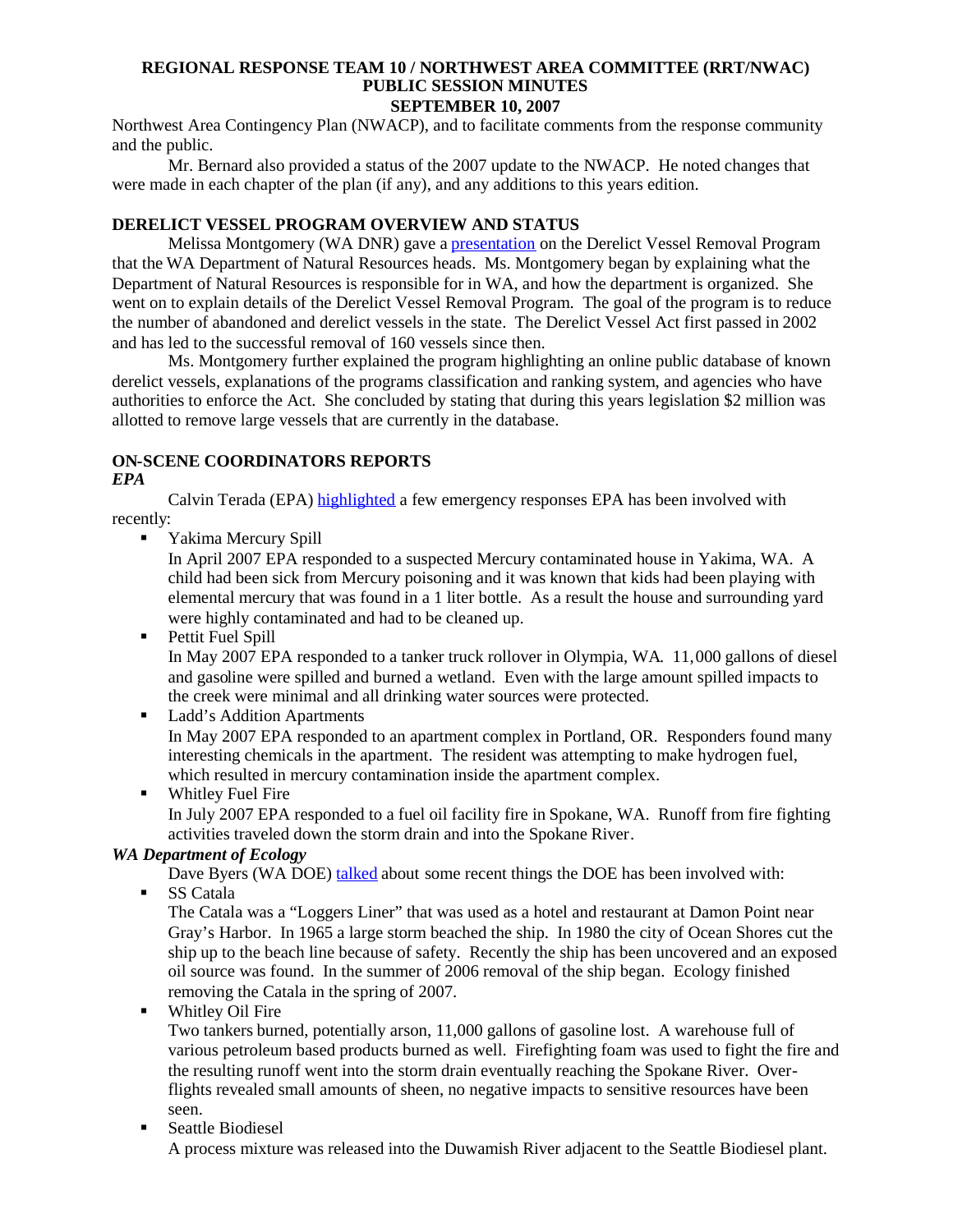Northwest Area Contingency Plan (NWACP), and to facilitate comments from the response community and the public.

Mr. Bernard also provided a status of the 2007 update to the NWACP. He noted changes that were made in each chapter of the plan (if any), and any additions to this years edition.

## DERELICT VESSEL PROGRAM OVERVIEW AND STATUS

Melissa Montgomery (WA DNR) gave a presentation on the Derelict Vessel Removal Program that the WA Department of Natural Resources heads. Ms. Montgomery began by explaining what the Department of Natural Resources is responsible for in WA, and how the department is organized. She went on to explain details of the Derelict Vessel Removal Program. The goal of the program is to reduce the number of abandoned and derelict vessels in the state. The Derelict Vessel Act first passed in 2002 and has led to the successful removal of 160 vessels since then.

Ms. Montgomery further explained the program highlighting an online public database of known derelict vessels, explanations of the programs classification and ranking system, and agencies who have authorities to enforce the Act. She concluded by stating that during this years legislation $2 million was allotted to remove large vessels that are currently in the database.

## ON-SCENE COORDINATORS REPORTS

### *EPA*

Calvin Terada (EPA) highlighted a few emergency responses EPA has been involved with recently:

- Yakima Mercury Spill
  In April 2007 EPA responded to a suspected Mercury contaminated house in Yakima, WA. A child had been sick from Mercury poisoning and it was known that kids had been playing with elemental mercury that was found in a 1 liter bottle. As a result the house and surrounding yard were highly contaminated and had to be cleaned up.
- Pettit Fuel Spill
  In May 2007 EPA responded to a tanker truck rollover in Olympia, WA. 11,000 gallons of diesel and gasoline were spilled and burned a wetland. Even with the large amount spilled impacts to the creek were minimal and all drinking water sources were protected.
- Ladd's Addition Apartments
  In May 2007 EPA responded to an apartment complex in Portland, OR. Responders found many interesting chemicals in the apartment. The resident was attempting to make hydrogen fuel, which resulted in mercury contamination inside the apartment complex.
- Whitley Fuel Fire
  In July 2007 EPA responded to a fuel oil facility fire in Spokane, WA. Runoff from fire fighting activities traveled down the storm drain and into the Spokane River.

### *WA Department of Ecology*

Dave Byers (WA DOE) talked about some recent things the DOE has been involved with:

- SS Catala
  The Catala was a "Loggers Liner" that was used as a hotel and restaurant at Damon Point near Gray's Harbor. In 1965 a large storm beached the ship. In 1980 the city of Ocean Shores cut the ship up to the beach line because of safety. Recently the ship has been uncovered and an exposed oil source was found. In the summer of 2006 removal of the ship began. Ecology finished removing the Catala in the spring of 2007.
- Whitley Oil Fire
  Two tankers burned, potentially arson, 11,000 gallons of gasoline lost. A warehouse full of various petroleum based products burned as well. Firefighting foam was used to fight the fire and the resulting runoff went into the storm drain eventually reaching the Spokane River. Over-flights revealed small amounts of sheen, no negative impacts to sensitive resources have been seen.
- Seattle Biodiesel
  A process mixture was released into the Duwamish River adjacent to the Seattle Biodiesel plant.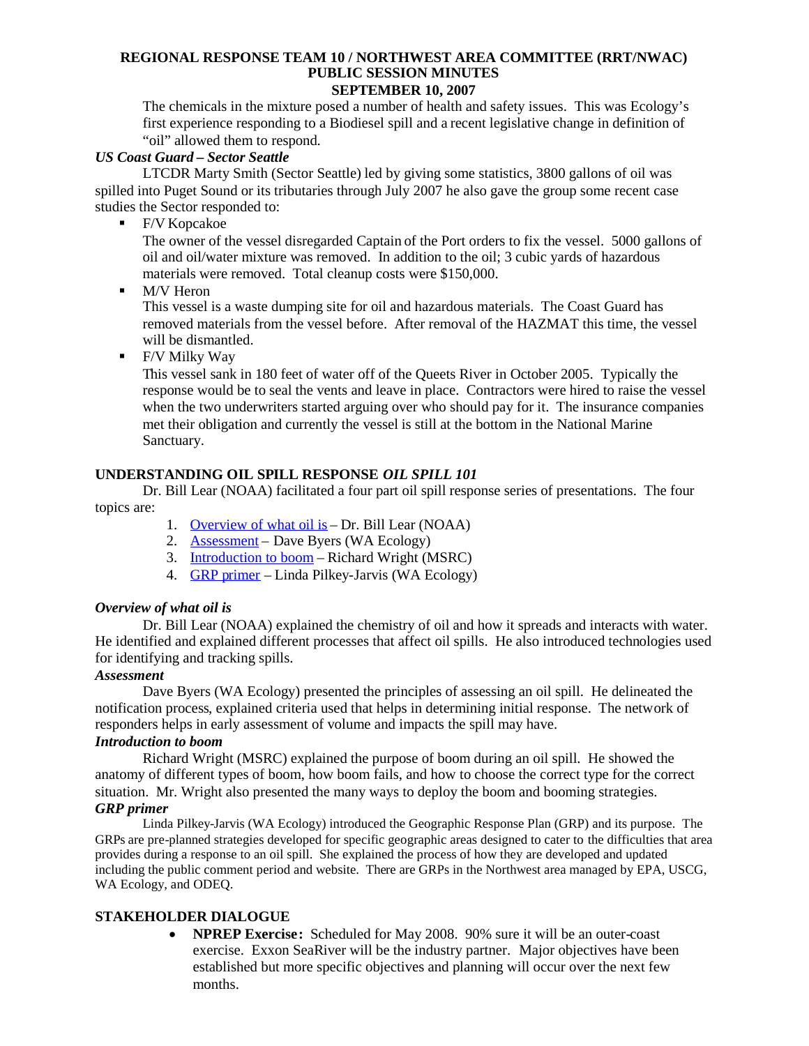The chemicals in the mixture posed a number of health and safety issues. This was Ecology's first experience responding to a Biodiesel spill and a recent legislative change in definition of "oil" allowed them to respond.

***US Coast Guard – Sector Seattle***

LTCDR Marty Smith (Sector Seattle) led by giving some statistics, 3800 gallons of oil was spilled into Puget Sound or its tributaries through July 2007 he also gave the group some recent case studies the Sector responded to:

- F/V Kopcakoe

  The owner of the vessel disregarded Captain of the Port orders to fix the vessel. 5000 gallons of oil and oil/water mixture was removed. In addition to the oil; 3 cubic yards of hazardous materials were removed. Total cleanup costs were $150,000.

- M/V Heron

  This vessel is a waste dumping site for oil and hazardous materials. The Coast Guard has removed materials from the vessel before. After removal of the HAZMAT this time, the vessel will be dismantled.

- F/V Milky Way

  This vessel sank in 180 feet of water off of the Queets River in October 2005. Typically the response would be to seal the vents and leave in place. Contractors were hired to raise the vessel when the two underwriters started arguing over who should pay for it. The insurance companies met their obligation and currently the vessel is still at the bottom in the National Marine Sanctuary.

## UNDERSTANDING OIL SPILL RESPONSE *OIL SPILL 101*

Dr. Bill Lear (NOAA) facilitated a four part oil spill response series of presentations. The four topics are:

1. Overview of what oil is – Dr. Bill Lear (NOAA)
2. Assessment – Dave Byers (WA Ecology)
3. Introduction to boom – Richard Wright (MSRC)
4. GRP primer – Linda Pilkey-Jarvis (WA Ecology)

***Overview of what oil is***

Dr. Bill Lear (NOAA) explained the chemistry of oil and how it spreads and interacts with water. He identified and explained different processes that affect oil spills. He also introduced technologies used for identifying and tracking spills.

***Assessment***

Dave Byers (WA Ecology) presented the principles of assessing an oil spill. He delineated the notification process, explained criteria used that helps in determining initial response. The network of responders helps in early assessment of volume and impacts the spill may have.

***Introduction to boom***

Richard Wright (MSRC) explained the purpose of boom during an oil spill. He showed the anatomy of different types of boom, how boom fails, and how to choose the correct type for the correct situation. Mr. Wright also presented the many ways to deploy the boom and booming strategies.

***GRP primer***

Linda Pilkey-Jarvis (WA Ecology) introduced the Geographic Response Plan (GRP) and its purpose. The GRPs are pre-planned strategies developed for specific geographic areas designed to cater to the difficulties that area provides during a response to an oil spill. She explained the process of how they are developed and updated including the public comment period and website. There are GRPs in the Northwest area managed by EPA, USCG, WA Ecology, and ODEQ.

## STAKEHOLDER DIALOGUE

- **NPREP Exercise:** Scheduled for May 2008. 90% sure it will be an outer-coast exercise. Exxon SeaRiver will be the industry partner. Major objectives have been established but more specific objectives and planning will occur over the next few months.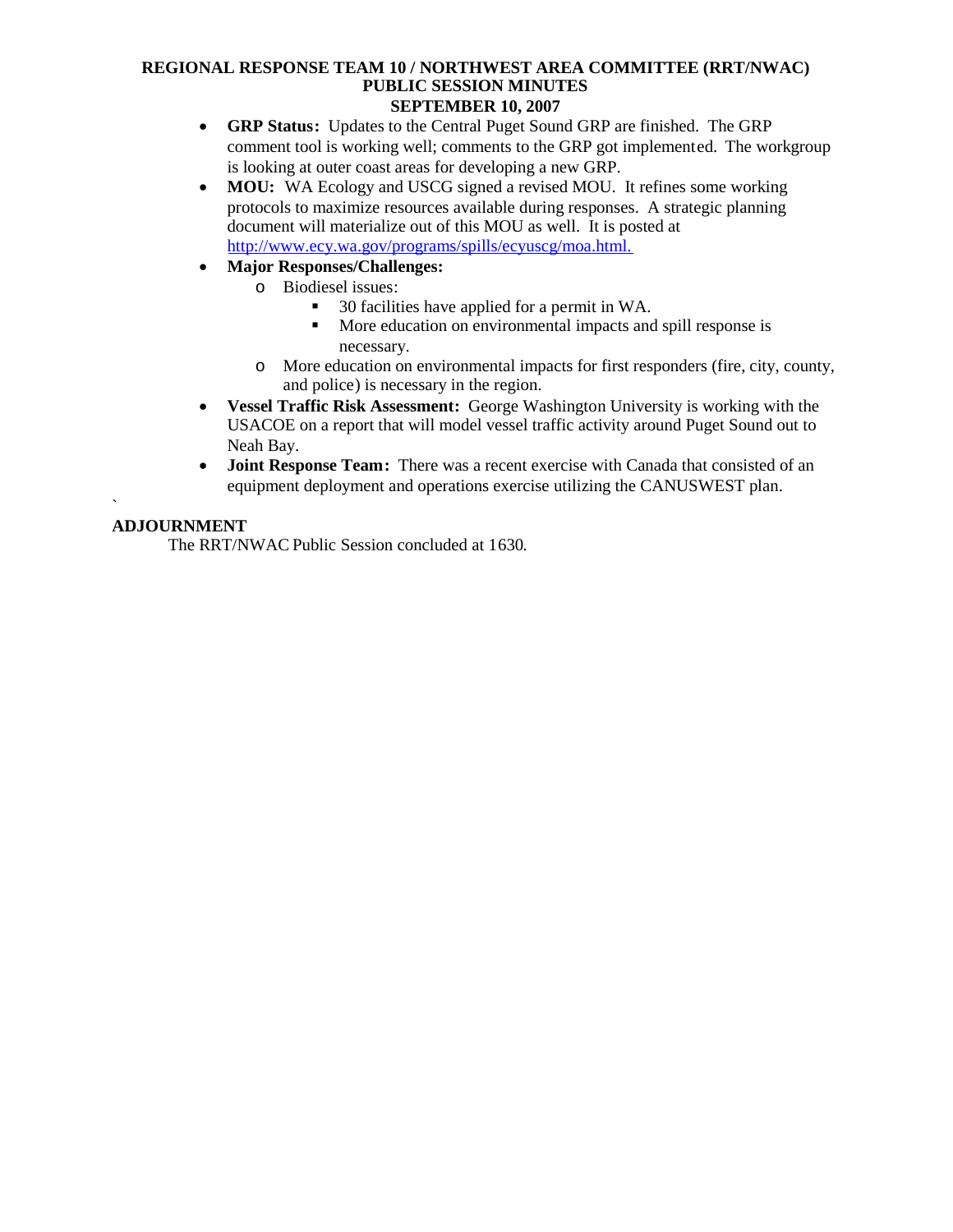- **GRP Status:** Updates to the Central Puget Sound GRP are finished. The GRP comment tool is working well; comments to the GRP got implemented. The workgroup is looking at outer coast areas for developing a new GRP.
- **MOU:** WA Ecology and USCG signed a revised MOU. It refines some working protocols to maximize resources available during responses. A strategic planning document will materialize out of this MOU as well. It is posted at http://www.ecy.wa.gov/programs/spills/ecyuscg/moa.html.
- **Major Responses/Challenges:**
  - Biodiesel issues:
    - 30 facilities have applied for a permit in WA.
    - More education on environmental impacts and spill response is necessary.
  - More education on environmental impacts for first responders (fire, city, county, and police) is necessary in the region.
- **Vessel Traffic Risk Assessment:** George Washington University is working with the USACOE on a report that will model vessel traffic activity around Puget Sound out to Neah Bay.
- **Joint Response Team:** There was a recent exercise with Canada that consisted of an equipment deployment and operations exercise utilizing the CANUSWEST plan.

`

**ADJOURNMENT**

The RRT/NWAC Public Session concluded at 1630.